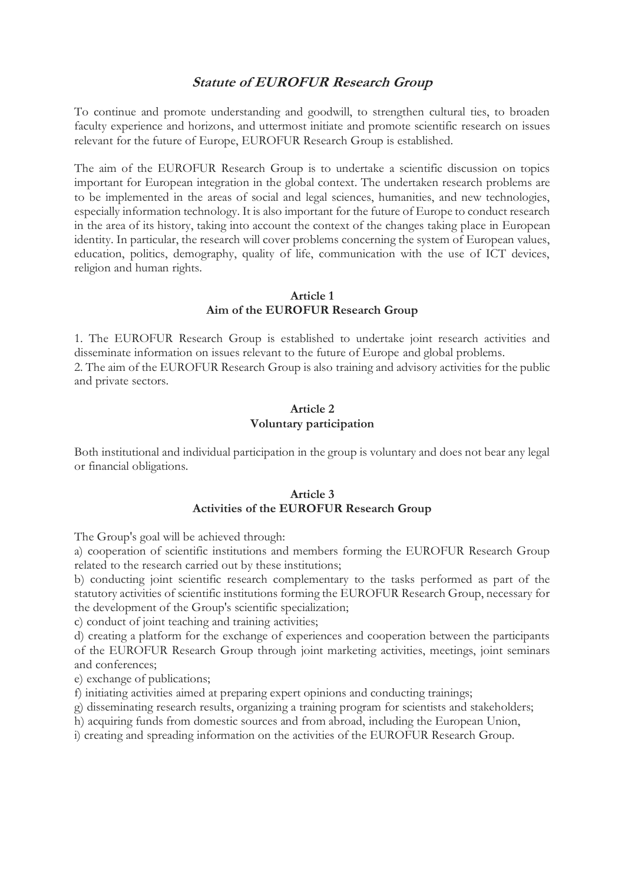# *Statute of EUROFUR Research Group*

To continue and promote understanding and goodwill, to strengthen cultural ties, to broaden faculty experience and horizons, and uttermost initiate and promote scientific research on issues relevant for the future of Europe, EUROFUR Research Group is established.

The aim of the EUROFUR Research Group is to undertake a scientific discussion on topics important for European integration in the global context. The undertaken research problems are to be implemented in the areas of social and legal sciences, humanities, and new technologies, especially information technology. It is also important for the future of Europe to conduct research in the area of its history, taking into account the context of the changes taking place in European identity. In particular, the research will cover problems concerning the system of European values, education, politics, demography, quality of life, communication with the use of ICT devices, religion and human rights.

## Article 1
## Aim of the EUROFUR Research Group

1. The EUROFUR Research Group is established to undertake joint research activities and disseminate information on issues relevant to the future of Europe and global problems.
2. The aim of the EUROFUR Research Group is also training and advisory activities for the public and private sectors.

## Article 2
## Voluntary participation

Both institutional and individual participation in the group is voluntary and does not bear any legal or financial obligations.

## Article 3
## Activities of the EUROFUR Research Group

The Group's goal will be achieved through:

a) cooperation of scientific institutions and members forming the EUROFUR Research Group related to the research carried out by these institutions;
b) conducting joint scientific research complementary to the tasks performed as part of the statutory activities of scientific institutions forming the EUROFUR Research Group, necessary for the development of the Group's scientific specialization;
c) conduct of joint teaching and training activities;
d) creating a platform for the exchange of experiences and cooperation between the participants of the EUROFUR Research Group through joint marketing activities, meetings, joint seminars and conferences;
e) exchange of publications;
f) initiating activities aimed at preparing expert opinions and conducting trainings;
g) disseminating research results, organizing a training program for scientists and stakeholders;
h) acquiring funds from domestic sources and from abroad, including the European Union,
i) creating and spreading information on the activities of the EUROFUR Research Group.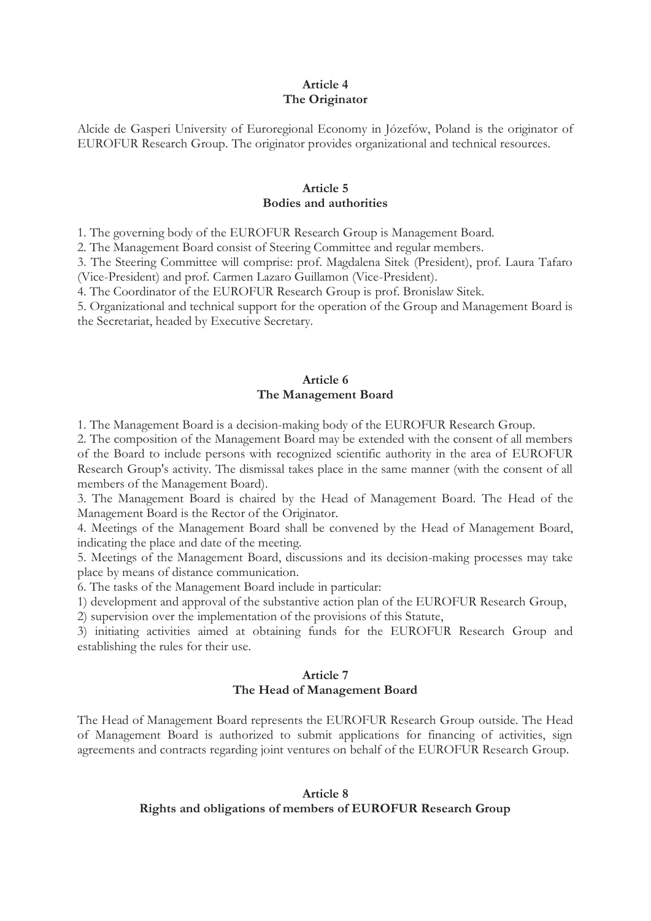## Article 4
## The Originator

Alcide de Gasperi University of Euroregional Economy in Józefów, Poland is the originator of EUROFUR Research Group. The originator provides organizational and technical resources.

## Article 5
## Bodies and authorities

1. The governing body of the EUROFUR Research Group is Management Board.
2. The Management Board consist of Steering Committee and regular members.
3. The Steering Committee will comprise: prof. Magdalena Sitek (President), prof. Laura Tafaro (Vice-President) and prof. Carmen Lazaro Guillamon (Vice-President).
4. The Coordinator of the EUROFUR Research Group is prof. Bronislaw Sitek.
5. Organizational and technical support for the operation of the Group and Management Board is the Secretariat, headed by Executive Secretary.

## Article 6
## The Management Board

1. The Management Board is a decision-making body of the EUROFUR Research Group.
2. The composition of the Management Board may be extended with the consent of all members of the Board to include persons with recognized scientific authority in the area of EUROFUR Research Group's activity. The dismissal takes place in the same manner (with the consent of all members of the Management Board).
3. The Management Board is chaired by the Head of Management Board. The Head of the Management Board is the Rector of the Originator.
4. Meetings of the Management Board shall be convened by the Head of Management Board, indicating the place and date of the meeting.
5. Meetings of the Management Board, discussions and its decision-making processes may take place by means of distance communication.
6. The tasks of the Management Board include in particular:
1) development and approval of the substantive action plan of the EUROFUR Research Group,
2) supervision over the implementation of the provisions of this Statute,
3) initiating activities aimed at obtaining funds for the EUROFUR Research Group and establishing the rules for their use.

## Article 7
## The Head of Management Board

The Head of Management Board represents the EUROFUR Research Group outside. The Head of Management Board is authorized to submit applications for financing of activities, sign agreements and contracts regarding joint ventures on behalf of the EUROFUR Research Group.

## Article 8
## Rights and obligations of members of EUROFUR Research Group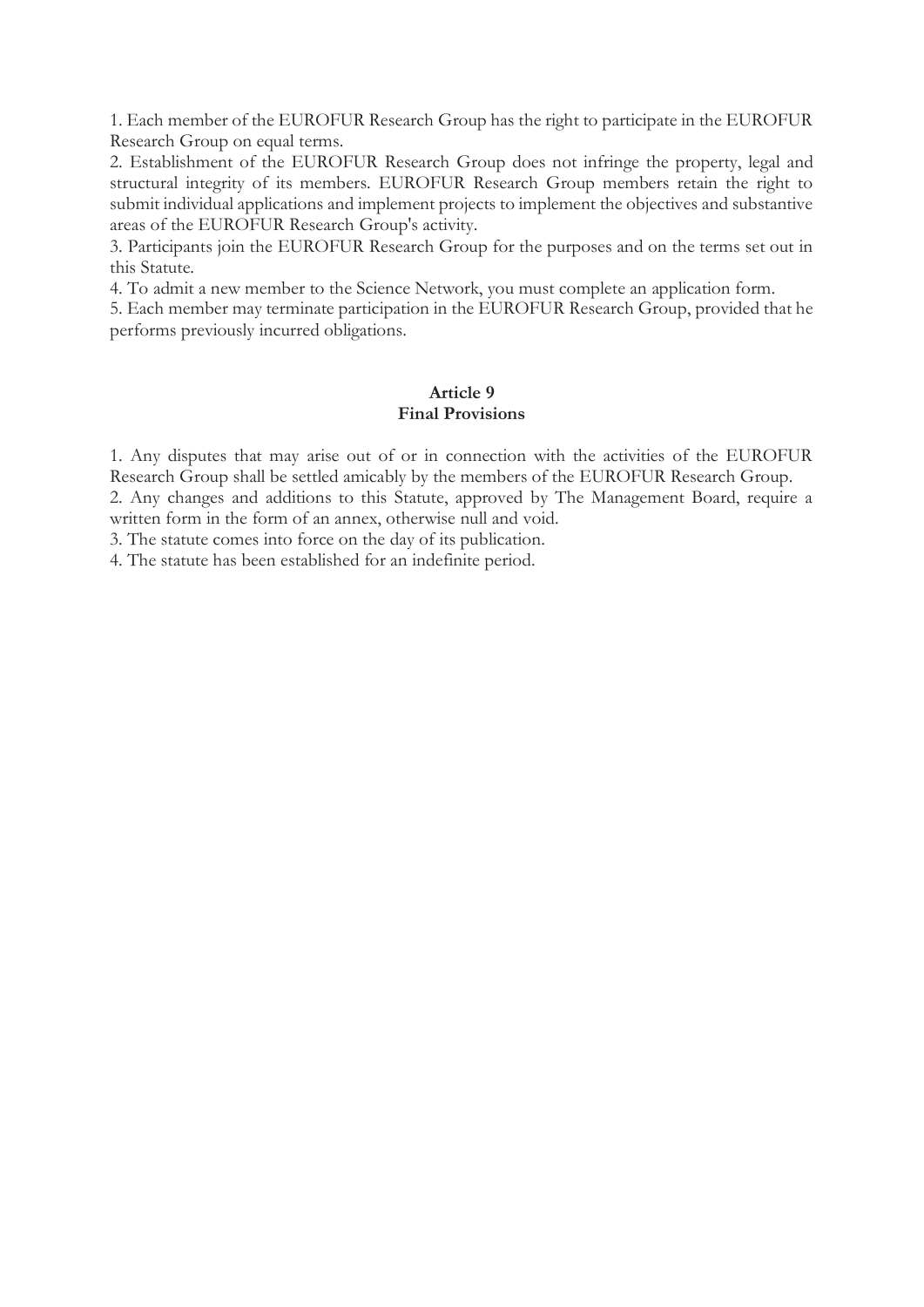1. Each member of the EUROFUR Research Group has the right to participate in the EUROFUR Research Group on equal terms.
2. Establishment of the EUROFUR Research Group does not infringe the property, legal and structural integrity of its members. EUROFUR Research Group members retain the right to submit individual applications and implement projects to implement the objectives and substantive areas of the EUROFUR Research Group's activity.
3. Participants join the EUROFUR Research Group for the purposes and on the terms set out in this Statute.
4. To admit a new member to the Science Network, you must complete an application form.
5. Each member may terminate participation in the EUROFUR Research Group, provided that he performs previously incurred obligations.

## Article 9
## Final Provisions

1. Any disputes that may arise out of or in connection with the activities of the EUROFUR Research Group shall be settled amicably by the members of the EUROFUR Research Group.
2. Any changes and additions to this Statute, approved by The Management Board, require a written form in the form of an annex, otherwise null and void.
3. The statute comes into force on the day of its publication.
4. The statute has been established for an indefinite period.